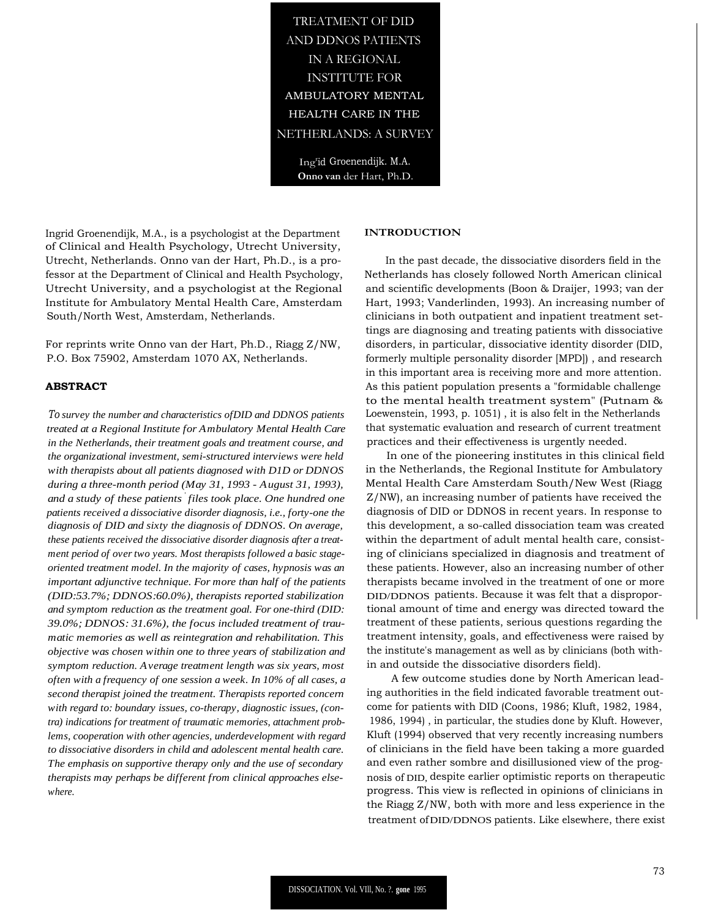# TREATMENT OF DID AND DDNOS PATIENTS IN A REGIONAL INSTITUTE FOR AMBULATORY MENTAL HEALTH CARE IN THE NETHERLANDS: A SURVEY

Ingrid Groenendijk. M.A.
**Onno van** der Hart, Ph.D.

Ingrid Groenendijk, M.A., is a psychologist at the Department of Clinical and Health Psychology, Utrecht University, Utrecht, Netherlands. Onno van der Hart, Ph.D., is a professor at the Department of Clinical and Health Psychology, Utrecht University, and a psychologist at the Regional Institute for Ambulatory Mental Health Care, Amsterdam South/North West, Amsterdam, Netherlands.

For reprints write Onno van der Hart, Ph.D., Riagg Z/NW, P.O. Box 75902, Amsterdam 1070 AX, Netherlands.

## ABSTRACT

*To survey the number and characteristics of DID and DDNOS patients treated at a Regional Institute for Ambulatory Mental Health Care in the Netherlands, their treatment goals and treatment course, and the organizational investment, semi-structured interviews were held with therapists about all patients diagnosed with DID or DDNOS during a three-month period (May 31, 1993 - August 31, 1993), and a study of these patients' files took place. One hundred one patients received a dissociative disorder diagnosis, i.e., forty-one the diagnosis of DID and sixty the diagnosis of DDNOS. On average, these patients received the dissociative disorder diagnosis after a treatment period of over two years. Most therapists followed a basic stage-oriented treatment model. In the majority of cases, hypnosis was an important adjunctive technique. For more than half of the patients (DID:53.7%; DDNOS:60.0%), therapists reported stabilization and symptom reduction as the treatment goal. For one-third (DID: 39.0%; DDNOS: 31.6%), the focus included treatment of traumatic memories as well as reintegration and rehabilitation. This objective was chosen within one to three years of stabilization and symptom reduction. Average treatment length was six years, most often with a frequency of one session a week. In 10% of all cases, a second therapist joined the treatment. Therapists reported concern with regard to: boundary issues, co-therapy, diagnostic issues, (contra) indications for treatment of traumatic memories, attachment problems, cooperation with other agencies, underdevelopment with regard to dissociative disorders in child and adolescent mental health care. The emphasis on supportive therapy only and the use of secondary therapists may perhaps be different from clinical approaches elsewhere.*

## INTRODUCTION

In the past decade, the dissociative disorders field in the Netherlands has closely followed North American clinical and scientific developments (Boon & Draijer, 1993; van der Hart, 1993; Vanderlinden, 1993). An increasing number of clinicians in both outpatient and inpatient treatment settings are diagnosing and treating patients with dissociative disorders, in particular, dissociative identity disorder (DID, formerly multiple personality disorder [MPD]), and research in this important area is receiving more and more attention. As this patient population presents a "formidable challenge to the mental health treatment system" (Putnam & Loewenstein, 1993, p. 1051), it is also felt in the Netherlands that systematic evaluation and research of current treatment practices and their effectiveness is urgently needed.

In one of the pioneering institutes in this clinical field in the Netherlands, the Regional Institute for Ambulatory Mental Health Care Amsterdam South/New West (Riagg Z/NW), an increasing number of patients have received the diagnosis of DID or DDNOS in recent years. In response to this development, a so-called dissociation team was created within the department of adult mental health care, consisting of clinicians specialized in diagnosis and treatment of these patients. However, also an increasing number of other therapists became involved in the treatment of one or more DID/DDNOS patients. Because it was felt that a disproportional amount of time and energy was directed toward the treatment of these patients, serious questions regarding the treatment intensity, goals, and effectiveness were raised by the institute's management as well as by clinicians (both within and outside the dissociative disorders field).

A few outcome studies done by North American leading authorities in the field indicated favorable treatment outcome for patients with DID (Coons, 1986; Kluft, 1982, 1984, 1986, 1994), in particular, the studies done by Kluft. However, Kluft (1994) observed that very recently increasing numbers of clinicians in the field have been taking a more guarded and even rather sombre and disillusioned view of the prognosis of DID, despite earlier optimistic reports on therapeutic progress. This view is reflected in opinions of clinicians in the Riagg Z/NW, both with more and less experience in the treatment of DID/DDNOS patients. Like elsewhere, there exist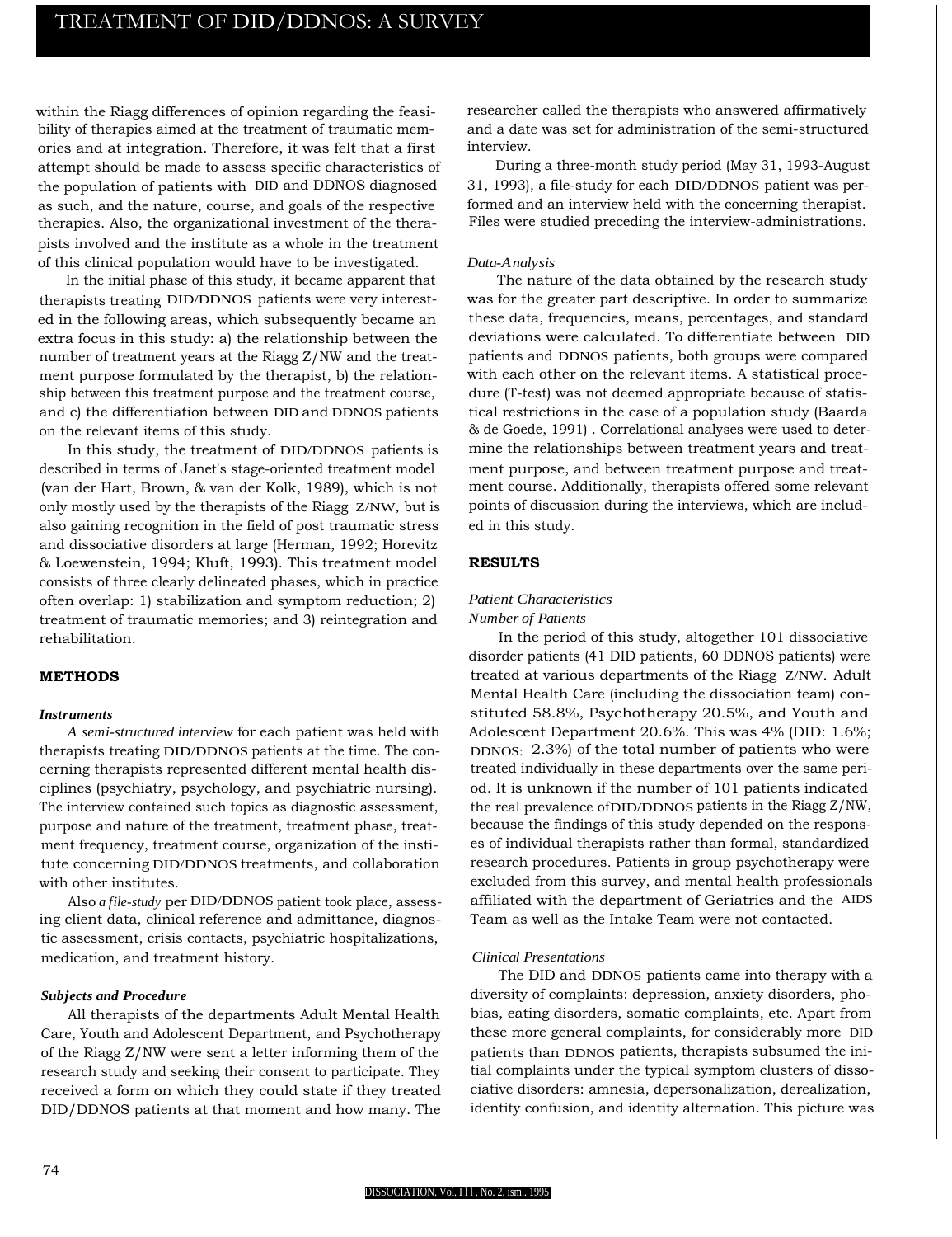within the Riagg differences of opinion regarding the feasibility of therapies aimed at the treatment of traumatic memories and at integration. Therefore, it was felt that a first attempt should be made to assess specific characteristics of the population of patients with DID and DDNOS diagnosed as such, and the nature, course, and goals of the respective therapies. Also, the organizational investment of the therapists involved and the institute as a whole in the treatment of this clinical population would have to be investigated.

In the initial phase of this study, it became apparent that therapists treating DID/DDNOS patients were very interested in the following areas, which subsequently became an extra focus in this study: a) the relationship between the number of treatment years at the Riagg Z/NW and the treatment purpose formulated by the therapist, b) the relationship between this treatment purpose and the treatment course, and c) the differentiation between DID and DDNOS patients on the relevant items of this study.

In this study, the treatment of DID/DDNOS patients is described in terms of Janet's stage-oriented treatment model (van der Hart, Brown, & van der Kolk, 1989), which is not only mostly used by the therapists of the Riagg Z/NW, but is also gaining recognition in the field of post traumatic stress and dissociative disorders at large (Herman, 1992; Horevitz & Loewenstein, 1994; Kluft, 1993). This treatment model consists of three clearly delineated phases, which in practice often overlap: 1) stabilization and symptom reduction; 2) treatment of traumatic memories; and 3) reintegration and rehabilitation.

## METHODS

### Instruments

*A semi-structured interview* for each patient was held with therapists treating DID/DDNOS patients at the time. The concerning therapists represented different mental health disciplines (psychiatry, psychology, and psychiatric nursing). The interview contained such topics as diagnostic assessment, purpose and nature of the treatment, treatment phase, treatment frequency, treatment course, organization of the institute concerning DID/DDNOS treatments, and collaboration with other institutes.

Also *a file-study* per DID/DDNOS patient took place, assessing client data, clinical reference and admittance, diagnostic assessment, crisis contacts, psychiatric hospitalizations, medication, and treatment history.

### Subjects and Procedure

All therapists of the departments Adult Mental Health Care, Youth and Adolescent Department, and Psychotherapy of the Riagg Z/NW were sent a letter informing them of the research study and seeking their consent to participate. They received a form on which they could state if they treated DID/DDNOS patients at that moment and how many. The researcher called the therapists who answered affirmatively and a date was set for administration of the semi-structured interview.

During a three-month study period (May 31, 1993-August 31, 1993), a file-study for each DID/DDNOS patient was performed and an interview held with the concerning therapist. Files were studied preceding the interview-administrations.

### Data-Analysis

The nature of the data obtained by the research study was for the greater part descriptive. In order to summarize these data, frequencies, means, percentages, and standard deviations were calculated. To differentiate between DID patients and DDNOS patients, both groups were compared with each other on the relevant items. A statistical procedure (T-test) was not deemed appropriate because of statistical restrictions in the case of a population study (Baarda & de Goede, 1991). Correlational analyses were used to determine the relationships between treatment years and treatment purpose, and between treatment purpose and treatment course. Additionally, therapists offered some relevant points of discussion during the interviews, which are included in this study.

## RESULTS

### Patient Characteristics

*Number of Patients*

In the period of this study, altogether 101 dissociative disorder patients (41 DID patients, 60 DDNOS patients) were treated at various departments of the Riagg Z/NW. Adult Mental Health Care (including the dissociation team) constituted 58.8%, Psychotherapy 20.5%, and Youth and Adolescent Department 20.6%. This was 4% (DID: 1.6%; DDNOS: 2.3%) of the total number of patients who were treated individually in these departments over the same period. It is unknown if the number of 101 patients indicated the real prevalence of DID/DDNOS patients in the Riagg Z/NW, because the findings of this study depended on the responses of individual therapists rather than formal, standardized research procedures. Patients in group psychotherapy were excluded from this survey, and mental health professionals affiliated with the department of Geriatrics and the AIDS Team as well as the Intake Team were not contacted.

*Clinical Presentations*

The DID and DDNOS patients came into therapy with a diversity of complaints: depression, anxiety disorders, phobias, eating disorders, somatic complaints, etc. Apart from these more general complaints, for considerably more DID patients than DDNOS patients, therapists subsumed the initial complaints under the typical symptom clusters of dissociative disorders: amnesia, depersonalization, derealization, identity confusion, and identity alternation. This picture was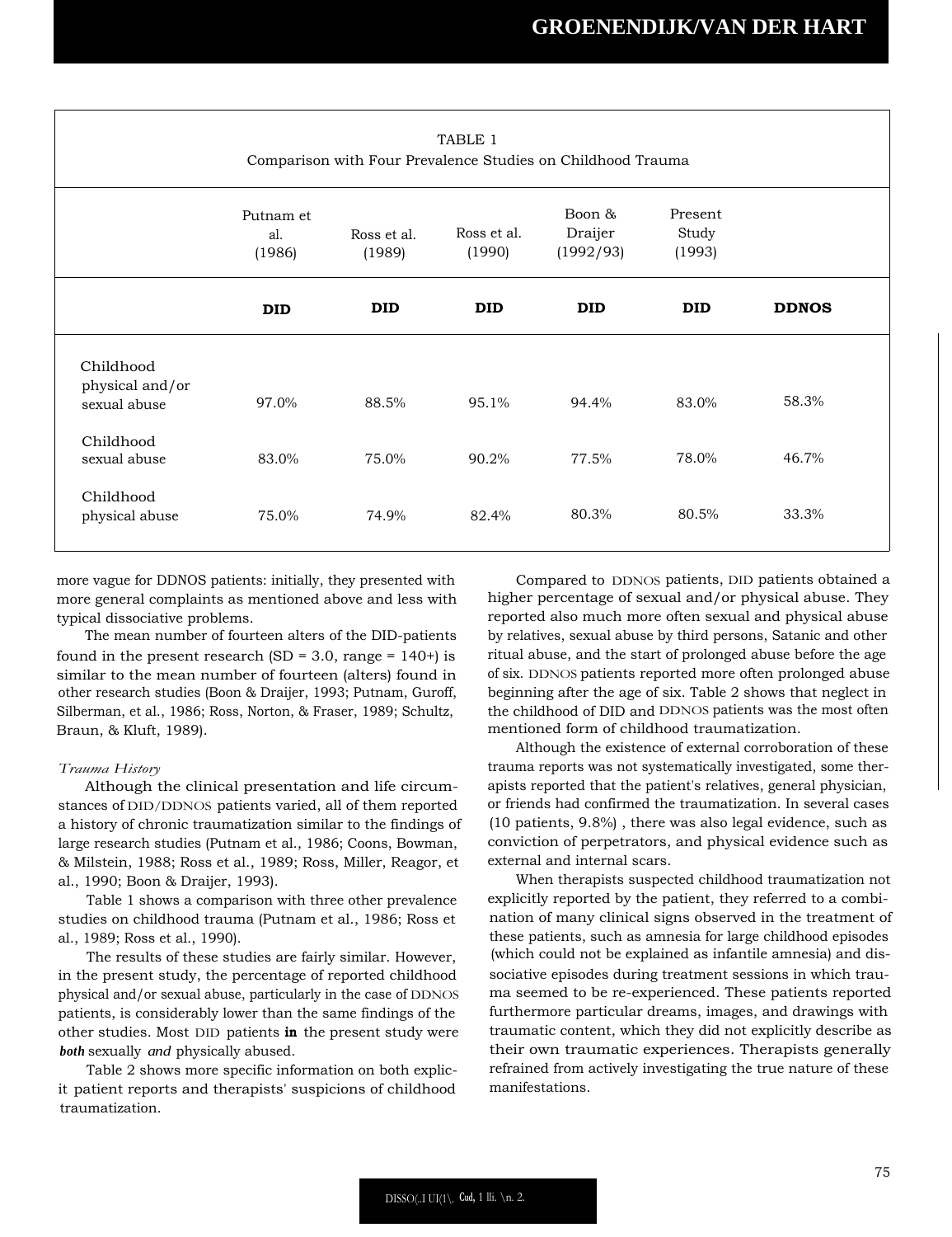TABLE 1
Comparison with Four Prevalence Studies on Childhood Trauma

| | Putnam et al. (1986) | Ross et al. (1989) | Ross et al. (1990) | Boon & Draijer (1992/93) | Present Study (1993) | |
|---|---|---|---|---|---|---|
| | **DID** | **DID** | **DID** | **DID** | **DID** | **DDNOS** |
| Childhood physical and/or sexual abuse | 97.0% | 88.5% | 95.1% | 94.4% | 83.0% | 58.3% |
| Childhood sexual abuse | 83.0% | 75.0% | 90.2% | 77.5% | 78.0% | 46.7% |
| Childhood physical abuse | 75.0% | 74.9% | 82.4% | 80.3% | 80.5% | 33.3% |

more vague for DDNOS patients: initially, they presented with more general complaints as mentioned above and less with typical dissociative problems.

The mean number of fourteen alters of the DID-patients found in the present research (SD = 3.0, range = 140+) is similar to the mean number of fourteen (alters) found in other research studies (Boon & Draijer, 1993; Putnam, Guroff, Silberman, et al., 1986; Ross, Norton, & Fraser, 1989; Schultz, Braun, & Kluft, 1989).

*Trauma History*

Although the clinical presentation and life circumstances of DID/DDNOS patients varied, all of them reported a history of chronic traumatization similar to the findings of large research studies (Putnam et al., 1986; Coons, Bowman, & Milstein, 1988; Ross et al., 1989; Ross, Miller, Reagor, et al., 1990; Boon & Draijer, 1993).

Table 1 shows a comparison with three other prevalence studies on childhood trauma (Putnam et al., 1986; Ross et al., 1989; Ross et al., 1990).

The results of these studies are fairly similar. However, in the present study, the percentage of reported childhood physical and/or sexual abuse, particularly in the case of DDNOS patients, is considerably lower than the same findings of the other studies. Most DID patients **in** the present study were ***both*** sexually *and* physically abused.

Table 2 shows more specific information on both explicit patient reports and therapists' suspicions of childhood traumatization.

Compared to DDNOS patients, DID patients obtained a higher percentage of sexual and/or physical abuse. They reported also much more often sexual and physical abuse by relatives, sexual abuse by third persons, Satanic and other ritual abuse, and the start of prolonged abuse before the age of six. DDNOS patients reported more often prolonged abuse beginning after the age of six. Table 2 shows that neglect in the childhood of DID and DDNOS patients was the most often mentioned form of childhood traumatization.

Although the existence of external corroboration of these trauma reports was not systematically investigated, some therapists reported that the patient's relatives, general physician, or friends had confirmed the traumatization. In several cases (10 patients, 9.8%) , there was also legal evidence, such as conviction of perpetrators, and physical evidence such as external and internal scars.

When therapists suspected childhood traumatization not explicitly reported by the patient, they referred to a combination of many clinical signs observed in the treatment of these patients, such as amnesia for large childhood episodes (which could not be explained as infantile amnesia) and dissociative episodes during treatment sessions in which trauma seemed to be re-experienced. These patients reported furthermore particular dreams, images, and drawings with traumatic content, which they did not explicitly describe as their own traumatic experiences. Therapists generally refrained from actively investigating the true nature of these manifestations.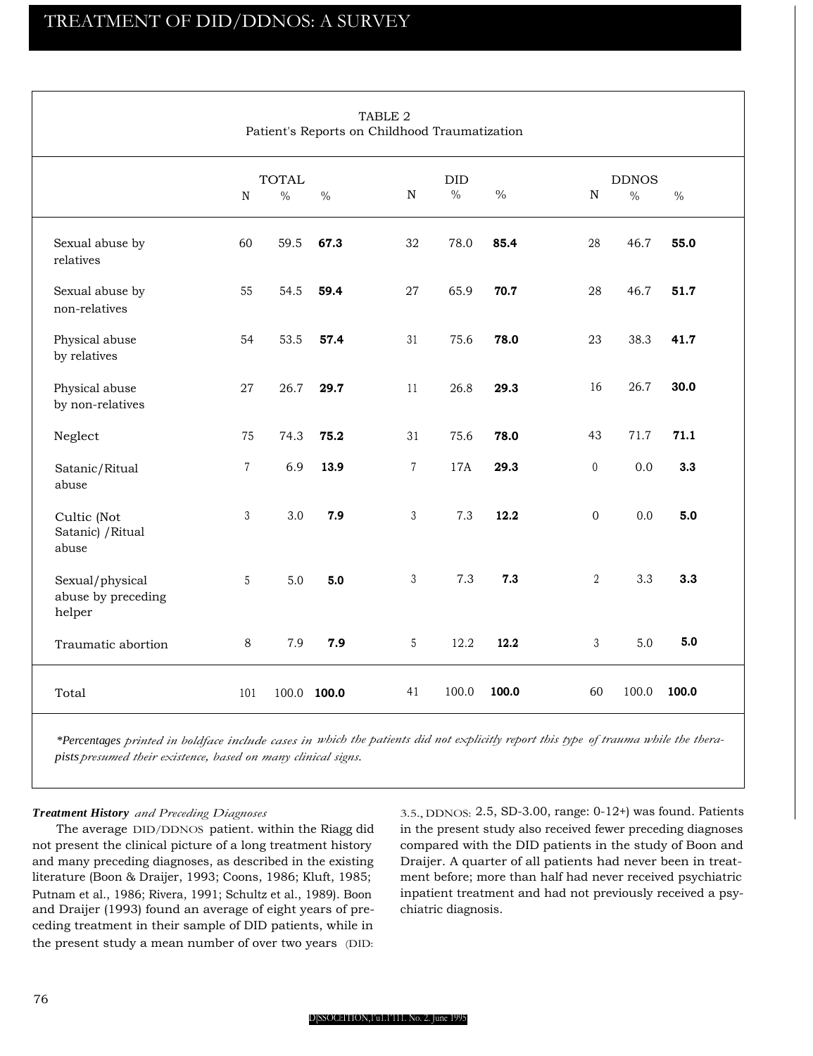TABLE 2
Patient's Reports on Childhood Traumatization

| | TOTAL | | | DID | | | DDNOS | | |
|---|---|---|---|---|---|---|---|---|---|
| | N | % | % | N | % | % | N | % | % |
| Sexual abuse by relatives | 60 | 59.5 | **67.3** | 32 | 78.0 | **85.4** | 28 | 46.7 | **55.0** |
| Sexual abuse by non-relatives | 55 | 54.5 | **59.4** | 27 | 65.9 | **70.7** | 28 | 46.7 | **51.7** |
| Physical abuse by relatives | 54 | 53.5 | **57.4** | 31 | 75.6 | **78.0** | 23 | 38.3 | **41.7** |
| Physical abuse by non-relatives | 27 | 26.7 | **29.7** | 11 | 26.8 | **29.3** | 16 | 26.7 | **30.0** |
| Neglect | 75 | 74.3 | **75.2** | 31 | 75.6 | **78.0** | 43 | 71.7 | **71.1** |
| Satanic/Ritual abuse | 7 | 6.9 | **13.9** | 7 | 17A | **29.3** | 0 | 0.0 | **3.3** |
| Cultic (Not Satanic) /Ritual abuse | 3 | 3.0 | **7.9** | 3 | 7.3 | **12.2** | 0 | 0.0 | **5.0** |
| Sexual/physical abuse by preceding helper | 5 | 5.0 | **5.0** | 3 | 7.3 | **7.3** | 2 | 3.3 | **3.3** |
| Traumatic abortion | 8 | 7.9 | **7.9** | 5 | 12.2 | **12.2** | 3 | 5.0 | **5.0** |
| Total | 101 | 100.0 | **100.0** | 41 | 100.0 | **100.0** | 60 | 100.0 | **100.0** |

*\*Percentages printed in boldface include cases in which the patients did not explicitly report this type of trauma while the therapists presumed their existence, based on many clinical signs.*

***Treatment History** and Preceding Diagnoses*

The average DID/DDNOS patient. within the Riagg did not present the clinical picture of a long treatment history and many preceding diagnoses, as described in the existing literature (Boon & Draijer, 1993; Coons, 1986; Kluft, 1985; Putnam et al., 1986; Rivera, 1991; Schultz et al., 1989). Boon and Draijer (1993) found an average of eight years of preceding treatment in their sample of DID patients, while in the present study a mean number of over two years (DID: 3.5., DDNOS: 2.5, SD-3.00, range: 0-12+) was found. Patients in the present study also received fewer preceding diagnoses compared with the DID patients in the study of Boon and Draijer. A quarter of all patients had never been in treatment before; more than half had never received psychiatric inpatient treatment and had not previously received a psychiatric diagnosis.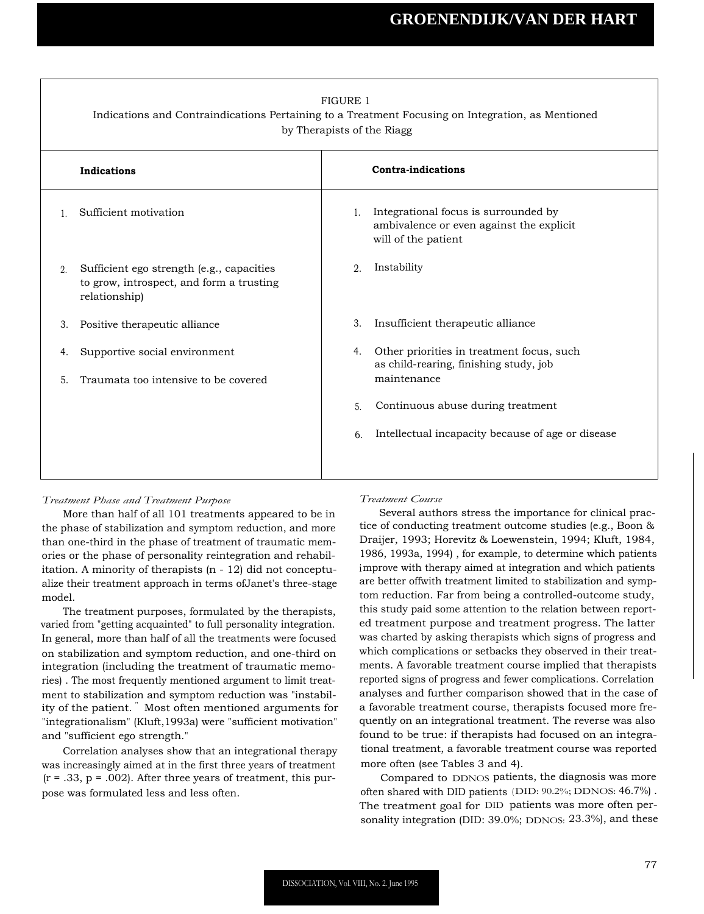FIGURE 1

Indications and Contraindications Pertaining to a Treatment Focusing on Integration, as Mentioned by Therapists of the Riagg

| Indications | Contra-indications |
|---|---|
| 1. Sufficient motivation | 1. Integrational focus is surrounded by ambivalence or even against the explicit will of the patient |
| 2. Sufficient ego strength (e.g., capacities to grow, introspect, and form a trusting relationship) | 2. Instability |
| 3. Positive therapeutic alliance | 3. Insufficient therapeutic alliance |
| 4. Supportive social environment | 4. Other priorities in treatment focus, such as child-rearing, finishing study, job maintenance |
| 5. Traumata too intensive to be covered | 5. Continuous abuse during treatment |
| | 6. Intellectual incapacity because of age or disease |

*Treatment Phase and Treatment Purpose*

More than half of all 101 treatments appeared to be in the phase of stabilization and symptom reduction, and more than one-third in the phase of treatment of traumatic memories or the phase of personality reintegration and rehabilitation. A minority of therapists (n - 12) did not conceptualize their treatment approach in terms ofJanet's three-stage model.

The treatment purposes, formulated by the therapists, varied from "getting acquainted" to full personality integration. In general, more than half of all the treatments were focused on stabilization and symptom reduction, and one-third on integration (including the treatment of traumatic memories) . The most frequently mentioned argument to limit treatment to stabilization and symptom reduction was "instability of the patient." Most often mentioned arguments for "integrationalism" (Kluft,1993a) were "sufficient motivation" and "sufficient ego strength."

Correlation analyses show that an integrational therapy was increasingly aimed at in the first three years of treatment ($r = .33$, $p = .002$). After three years of treatment, this purpose was formulated less and less often.

*Treatment Course*

Several authors stress the importance for clinical practice of conducting treatment outcome studies (e.g., Boon & Draijer, 1993; Horevitz & Loewenstein, 1994; Kluft, 1984, 1986, 1993a, 1994) , for example, to determine which patients improve with therapy aimed at integration and which patients are better offwith treatment limited to stabilization and symptom reduction. Far from being a controlled-outcome study, this study paid some attention to the relation between reported treatment purpose and treatment progress. The latter was charted by asking therapists which signs of progress and which complications or setbacks they observed in their treatments. A favorable treatment course implied that therapists reported signs of progress and fewer complications. Correlation analyses and further comparison showed that in the case of a favorable treatment course, therapists focused more frequently on an integrational treatment. The reverse was also found to be true: if therapists had focused on an integrational treatment, a favorable treatment course was reported more often (see Tables 3 and 4).

Compared to DDNOS patients, the diagnosis was more often shared with DID patients (DID: 90.2%; DDNOS: 46.7%) . The treatment goal for DID patients was more often personality integration (DID: 39.0%; DDNOS: 23.3%), and these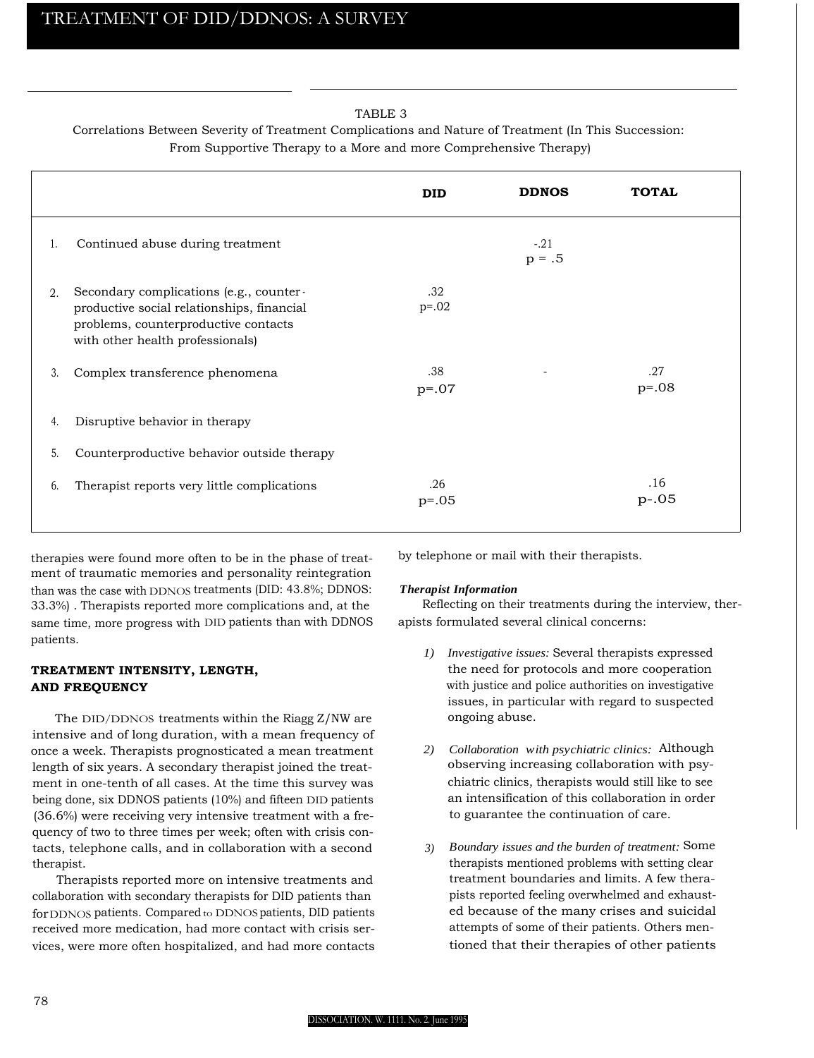TABLE 3
Correlations Between Severity of Treatment Complications and Nature of Treatment (In This Succession: From Supportive Therapy to a More and more Comprehensive Therapy)

| | | DID | DDNOS | TOTAL |
|---|---|---|---|---|
| 1. | Continued abuse during treatment | | -.21 p = .5 | |
| 2. | Secondary complications (e.g., counter-productive social relationships, financial problems, counterproductive contacts with other health professionals) | .32 p=.02 | | |
| 3. | Complex transference phenomena | .38 p=.07 | - | .27 p=.08 |
| 4. | Disruptive behavior in therapy | | | |
| 5. | Counterproductive behavior outside therapy | | | |
| 6. | Therapist reports very little complications | .26 p=.05 | | .16 p-.05 |

therapies were found more often to be in the phase of treatment of traumatic memories and personality reintegration than was the case with DDNOS treatments (DID: 43.8%; DDNOS: 33.3%) . Therapists reported more complications and, at the same time, more progress with DID patients than with DDNOS patients.

## TREATMENT INTENSITY, LENGTH, AND FREQUENCY

The DID/DDNOS treatments within the Riagg Z/NW are intensive and of long duration, with a mean frequency of once a week. Therapists prognosticated a mean treatment length of six years. A secondary therapist joined the treatment in one-tenth of all cases. At the time this survey was being done, six DDNOS patients (10%) and fifteen DID patients (36.6%) were receiving very intensive treatment with a frequency of two to three times per week; often with crisis contacts, telephone calls, and in collaboration with a second therapist.

Therapists reported more on intensive treatments and collaboration with secondary therapists for DID patients than for DDNOS patients. Compared to DDNOS patients, DID patients received more medication, had more contact with crisis services, were more often hospitalized, and had more contacts by telephone or mail with their therapists.

### *Therapist Information*

Reflecting on their treatments during the interview, therapists formulated several clinical concerns:

1) *Investigative issues:* Several therapists expressed the need for protocols and more cooperation with justice and police authorities on investigative issues, in particular with regard to suspected ongoing abuse.

2) *Collaboration with psychiatric clinics:* Although observing increasing collaboration with psychiatric clinics, therapists would still like to see an intensification of this collaboration in order to guarantee the continuation of care.

3) *Boundary issues and the burden of treatment:* Some therapists mentioned problems with setting clear treatment boundaries and limits. A few therapists reported feeling overwhelmed and exhausted because of the many crises and suicidal attempts of some of their patients. Others mentioned that their therapies of other patients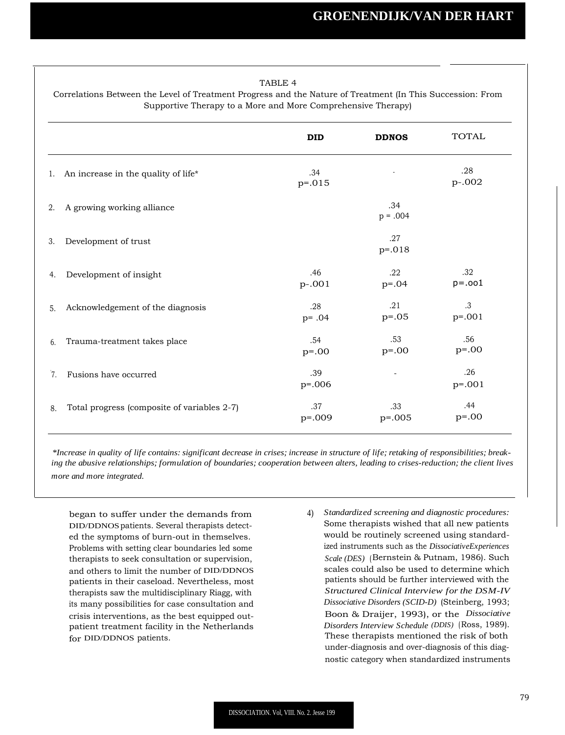TABLE 4
Correlations Between the Level of Treatment Progress and the Nature of Treatment (In This Succession: From Supportive Therapy to a More and More Comprehensive Therapy)

| | DID | DDNOS | TOTAL |
|---|---|---|---|
| 1. An increase in the quality of life* | .34 p=.015 | - | .28 p-.002 |
| 2. A growing working alliance | | .34 p = .004 | |
| 3. Development of trust | | .27 p=.018 | |
| 4. Development of insight | .46 p-.001 | .22 p=.04 | .32 p=.oo1 |
| 5. Acknowledgement of the diagnosis | .28 p= .04 | .21 p=.05 | .3 p=.001 |
| 6. Trauma-treatment takes place | .54 p=.00 | .53 p=.00 | .56 p=.00 |
| 7. Fusions have occurred | .39 p=.006 | - | .26 p=.001 |
| 8. Total progress (composite of variables 2-7) | .37 p=.009 | .33 p=.005 | .44 p=.00 |

*Increase in quality of life contains: significant decrease in crises; increase in structure of life; retaking of responsibilities; breaking the abusive relationships; formulation of boundaries; cooperation between alters, leading to crises-reduction; the client lives more and more integrated.*

began to suffer under the demands from DID/DDNOS patients. Several therapists detected the symptoms of burn-out in themselves. Problems with setting clear boundaries led some therapists to seek consultation or supervision, and others to limit the number of DID/DDNOS patients in their caseload. Nevertheless, most therapists saw the multidisciplinary Riagg, with its many possibilities for case consultation and crisis interventions, as the best equipped outpatient treatment facility in the Netherlands for DID/DDNOS patients.

4) *Standardized screening and diagnostic procedures:* Some therapists wished that all new patients would be routinely screened using standardized instruments such as the *Dissociative Experiences Scale (DES)* (Bernstein & Putnam, 1986). Such scales could also be used to determine which patients should be further interviewed with the *Structured Clinical Interview for the DSM-IV Dissociative Disorders (SCID-D)* (Steinberg, 1993; Boon & Draijer, 1993), or the *Dissociative Disorders Interview Schedule (DDIS)* (Ross, 1989). These therapists mentioned the risk of both under-diagnosis and over-diagnosis of this diagnostic category when standardized instruments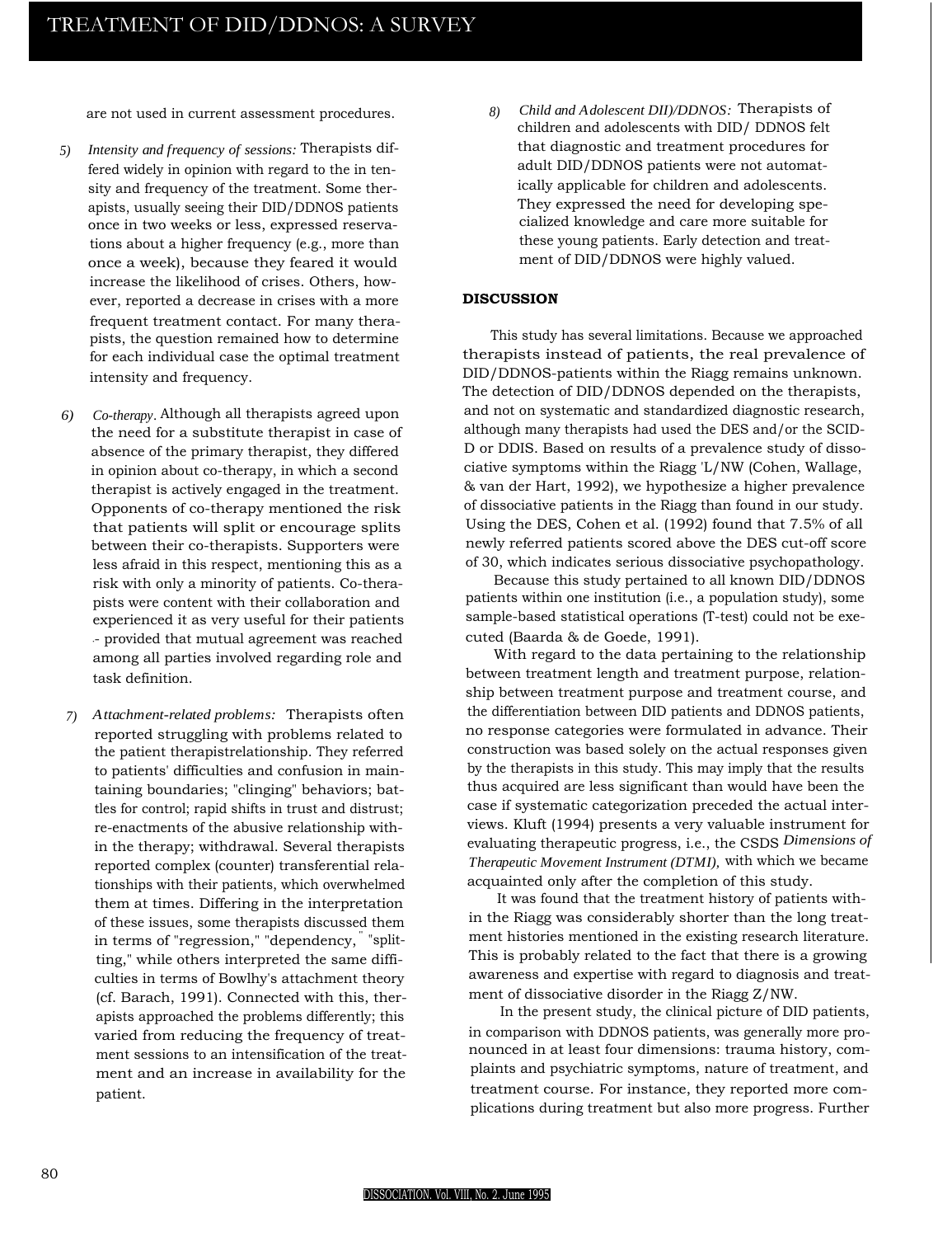are not used in current assessment procedures.

5) *Intensity and frequency of sessions:* Therapists differed widely in opinion with regard to the in tensity and frequency of the treatment. Some therapists, usually seeing their DID/DDNOS patients once in two weeks or less, expressed reservations about a higher frequency (e.g., more than once a week), because they feared it would increase the likelihood of crises. Others, however, reported a decrease in crises with a more frequent treatment contact. For many therapists, the question remained how to determine for each individual case the optimal treatment intensity and frequency.

6) *Co-therapy*. Although all therapists agreed upon the need for a substitute therapist in case of absence of the primary therapist, they differed in opinion about co-therapy, in which a second therapist is actively engaged in the treatment. Opponents of co-therapy mentioned the risk that patients will split or encourage splits between their co-therapists. Supporters were less afraid in this respect, mentioning this as a risk with only a minority of patients. Co-therapists were content with their collaboration and experienced it as very useful for their patients - provided that mutual agreement was reached among all parties involved regarding role and task definition.

7) *Attachment-related problems:* Therapists often reported struggling with problems related to the patient therapistrelationship. They referred to patients' difficulties and confusion in maintaining boundaries; "clinging" behaviors; battles for control; rapid shifts in trust and distrust; re-enactments of the abusive relationship within the therapy; withdrawal. Several therapists reported complex (counter) transferential relationships with their patients, which overwhelmed them at times. Differing in the interpretation of these issues, some therapists discussed them in terms of "regression," "dependency," "splitting," while others interpreted the same difficulties in terms of Bowlhy's attachment theory (cf. Barach, 1991). Connected with this, therapists approached the problems differently; this varied from reducing the frequency of treatment sessions to an intensification of the treatment and an increase in availability for the patient.

8) *Child and Adolescent DII)/DDNOS:* Therapists of children and adolescents with DID/ DDNOS felt that diagnostic and treatment procedures for adult DID/DDNOS patients were not automatically applicable for children and adolescents. They expressed the need for developing specialized knowledge and care more suitable for these young patients. Early detection and treatment of DID/DDNOS were highly valued.

**DISCUSSION**

This study has several limitations. Because we approached therapists instead of patients, the real prevalence of DID/DDNOS-patients within the Riagg remains unknown. The detection of DID/DDNOS depended on the therapists, and not on systematic and standardized diagnostic research, although many therapists had used the DES and/or the SCID-D or DDIS. Based on results of a prevalence study of dissociative symptoms within the Riagg 'L/NW (Cohen, Wallage, & van der Hart, 1992), we hypothesize a higher prevalence of dissociative patients in the Riagg than found in our study. Using the DES, Cohen et al. (1992) found that 7.5% of all newly referred patients scored above the DES cut-off score of 30, which indicates serious dissociative psychopathology.

Because this study pertained to all known DID/DDNOS patients within one institution (i.e., a population study), some sample-based statistical operations (T-test) could not be executed (Baarda & de Goede, 1991).

With regard to the data pertaining to the relationship between treatment length and treatment purpose, relationship between treatment purpose and treatment course, and the differentiation between DID patients and DDNOS patients, no response categories were formulated in advance. Their construction was based solely on the actual responses given by the therapists in this study. This may imply that the results thus acquired are less significant than would have been the case if systematic categorization preceded the actual interviews. Kluft (1994) presents a very valuable instrument for evaluating therapeutic progress, i.e., the CSDS *Dimensions of Therapeutic Movement Instrument (DTMI),* with which we became acquainted only after the completion of this study.

It was found that the treatment history of patients within the Riagg was considerably shorter than the long treatment histories mentioned in the existing research literature. This is probably related to the fact that there is a growing awareness and expertise with regard to diagnosis and treatment of dissociative disorder in the Riagg Z/NW.

In the present study, the clinical picture of DID patients, in comparison with DDNOS patients, was generally more pronounced in at least four dimensions: trauma history, complaints and psychiatric symptoms, nature of treatment, and treatment course. For instance, they reported more complications during treatment but also more progress. Further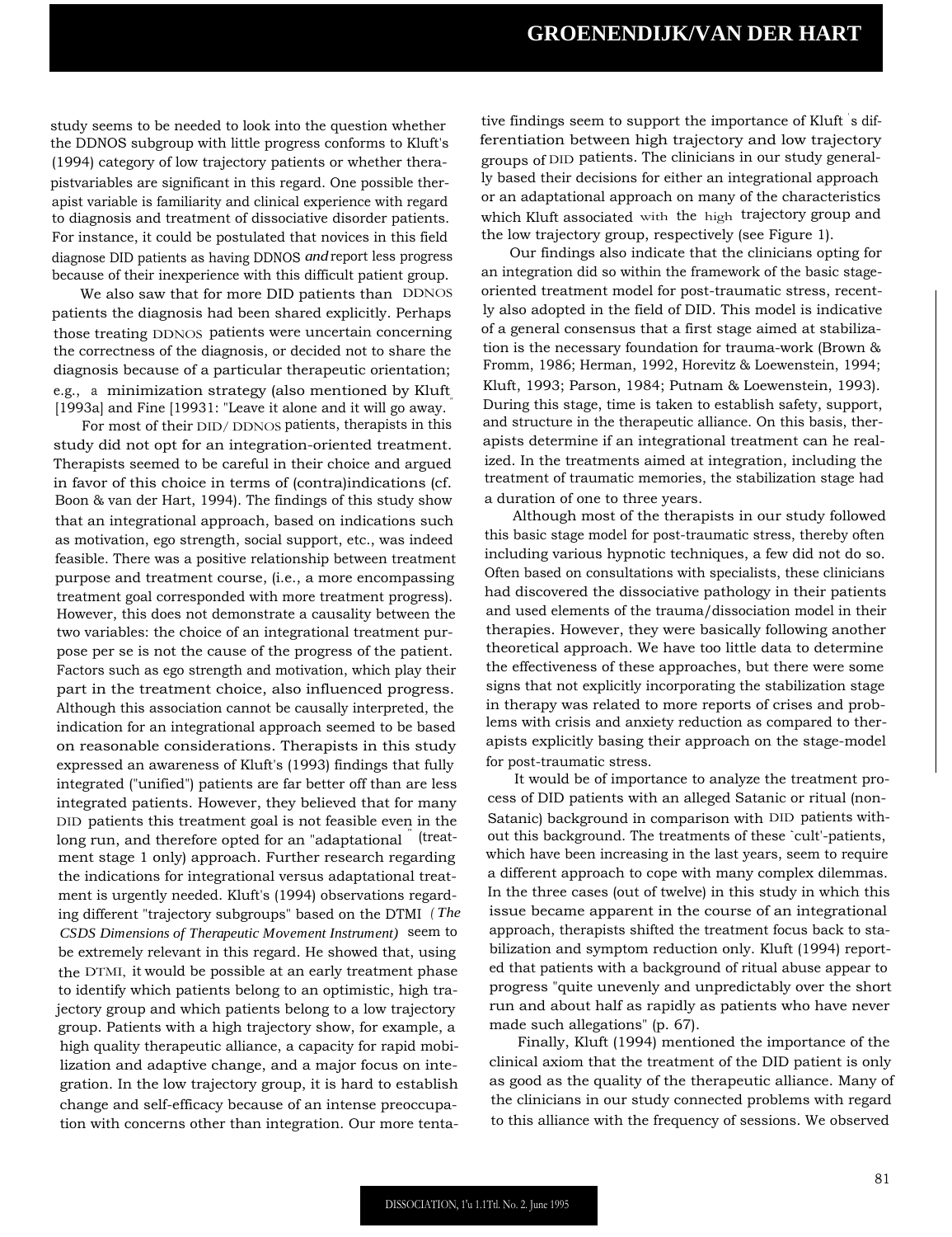study seems to be needed to look into the question whether the DDNOS subgroup with little progress conforms to Kluft's (1994) category of low trajectory patients or whether therapistvariables are significant in this regard. One possible therapist variable is familiarity and clinical experience with regard to diagnosis and treatment of dissociative disorder patients. For instance, it could be postulated that novices in this field diagnose DID patients as having DDNOS *and* report less progress because of their inexperience with this difficult patient group.

We also saw that for more DID patients than DDNOS patients the diagnosis had been shared explicitly. Perhaps those treating DDNOS patients were uncertain concerning the correctness of the diagnosis, or decided not to share the diagnosis because of a particular therapeutic orientation; e.g., a minimization strategy (also mentioned by Kluft [1993a] and Fine [19931: "Leave it alone and it will go away."

For most of their DID/ DDNOS patients, therapists in this study did not opt for an integration-oriented treatment. Therapists seemed to be careful in their choice and argued in favor of this choice in terms of (contra)indications (cf. Boon & van der Hart, 1994). The findings of this study show that an integrational approach, based on indications such as motivation, ego strength, social support, etc., was indeed feasible. There was a positive relationship between treatment purpose and treatment course, (i.e., a more encompassing treatment goal corresponded with more treatment progress). However, this does not demonstrate a causality between the two variables: the choice of an integrational treatment purpose per se is not the cause of the progress of the patient. Factors such as ego strength and motivation, which play their part in the treatment choice, also influenced progress. Although this association cannot be causally interpreted, the indication for an integrational approach seemed to be based on reasonable considerations. Therapists in this study expressed an awareness of Kluft's (1993) findings that fully integrated ("unified") patients are far better off than are less integrated patients. However, they believed that for many DID patients this treatment goal is not feasible even in the long run, and therefore opted for an "adaptational" (treatment stage 1 only) approach. Further research regarding the indications for integrational versus adaptational treatment is urgently needed. Kluft's (1994) observations regarding different "trajectory subgroups" based on the DTMI *(The CSDS Dimensions of Therapeutic Movement Instrument)* seem to be extremely relevant in this regard. He showed that, using the DTMI, it would be possible at an early treatment phase to identify which patients belong to an optimistic, high trajectory group and which patients belong to a low trajectory group. Patients with a high trajectory show, for example, a high quality therapeutic alliance, a capacity for rapid mobilization and adaptive change, and a major focus on integration. In the low trajectory group, it is hard to establish change and self-efficacy because of an intense preoccupation with concerns other than integration. Our more tentative findings seem to support the importance of Kluft's differentiation between high trajectory and low trajectory groups of DID patients. The clinicians in our study generally based their decisions for either an integrational approach or an adaptational approach on many of the characteristics which Kluft associated with the high trajectory group and the low trajectory group, respectively (see Figure 1).

Our findings also indicate that the clinicians opting for an integration did so within the framework of the basic stage-oriented treatment model for post-traumatic stress, recently also adopted in the field of DID. This model is indicative of a general consensus that a first stage aimed at stabilization is the necessary foundation for trauma-work (Brown & Fromm, 1986; Herman, 1992, Horevitz & Loewenstein, 1994; Kluft, 1993; Parson, 1984; Putnam & Loewenstein, 1993). During this stage, time is taken to establish safety, support, and structure in the therapeutic alliance. On this basis, therapists determine if an integrational treatment can he realized. In the treatments aimed at integration, including the treatment of traumatic memories, the stabilization stage had a duration of one to three years.

Although most of the therapists in our study followed this basic stage model for post-traumatic stress, thereby often including various hypnotic techniques, a few did not do so. Often based on consultations with specialists, these clinicians had discovered the dissociative pathology in their patients and used elements of the trauma/dissociation model in their therapies. However, they were basically following another theoretical approach. We have too little data to determine the effectiveness of these approaches, but there were some signs that not explicitly incorporating the stabilization stage in therapy was related to more reports of crises and problems with crisis and anxiety reduction as compared to therapists explicitly basing their approach on the stage-model for post-traumatic stress.

It would be of importance to analyze the treatment process of DID patients with an alleged Satanic or ritual (non-Satanic) background in comparison with DID patients without this background. The treatments of these `cult'-patients, which have been increasing in the last years, seem to require a different approach to cope with many complex dilemmas. In the three cases (out of twelve) in this study in which this issue became apparent in the course of an integrational approach, therapists shifted the treatment focus back to stabilization and symptom reduction only. Kluft (1994) reported that patients with a background of ritual abuse appear to progress "quite unevenly and unpredictably over the short run and about half as rapidly as patients who have never made such allegations" (p. 67).

Finally, Kluft (1994) mentioned the importance of the clinical axiom that the treatment of the DID patient is only as good as the quality of the therapeutic alliance. Many of the clinicians in our study connected problems with regard to this alliance with the frequency of sessions. We observed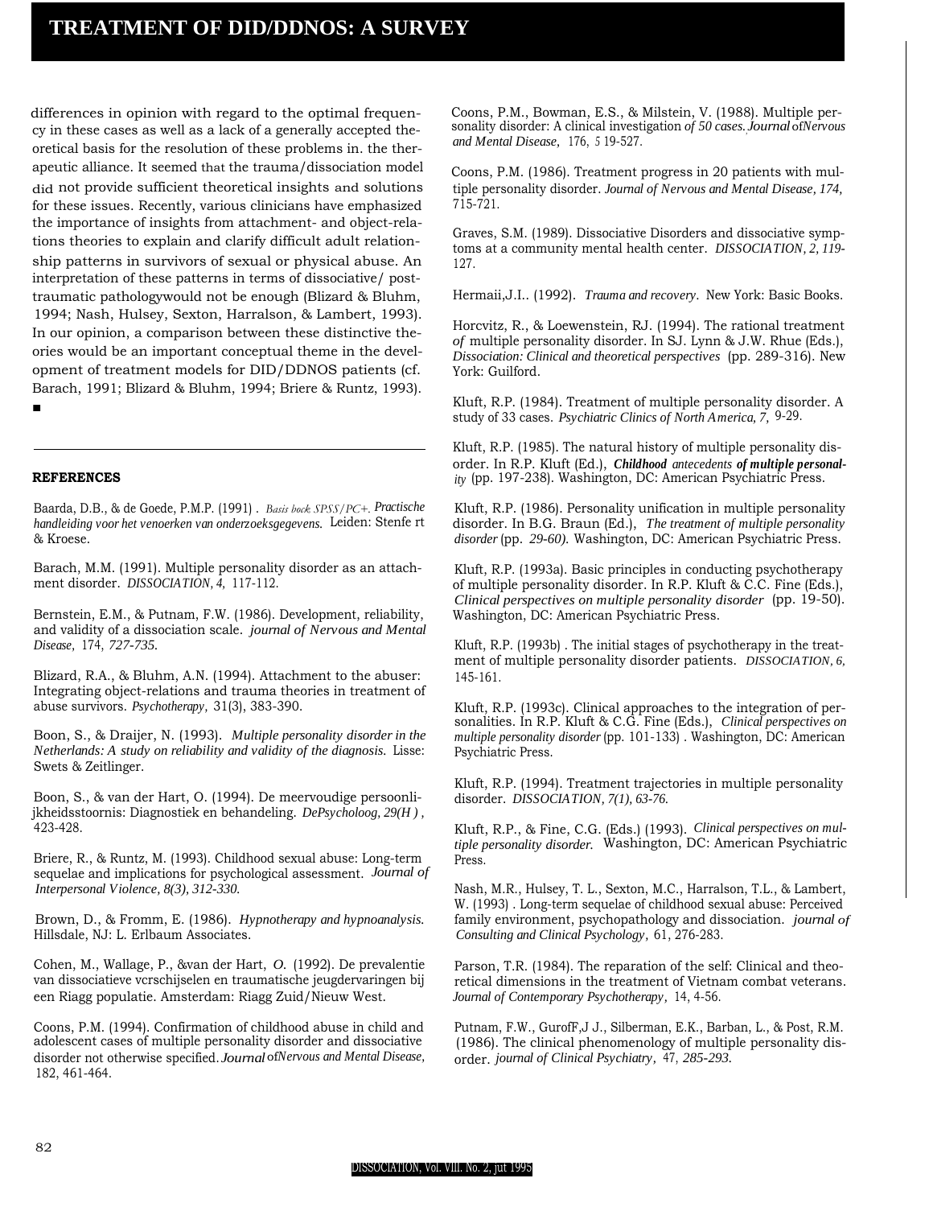differences in opinion with regard to the optimal frequency in these cases as well as a lack of a generally accepted theoretical basis for the resolution of these problems in. the therapeutic alliance. It seemed that the trauma/dissociation model did not provide sufficient theoretical insights and solutions for these issues. Recently, various clinicians have emphasized the importance of insights from attachment- and object-relations theories to explain and clarify difficult adult relationship patterns in survivors of sexual or physical abuse. An interpretation of these patterns in terms of dissociative/ posttraumatic pathologywould not be enough (Blizard & Bluhm, 1994; Nash, Hulsey, Sexton, Harralson, & Lambert, 1993). In our opinion, a comparison between these distinctive theories would be an important conceptual theme in the development of treatment models for DID/DDNOS patients (cf. Barach, 1991; Blizard & Bluhm, 1994; Briere & Runtz, 1993). ■

## REFERENCES

Baarda, D.B., & de Goede, P.M.P. (1991) . *Basis bock SPSS/PC+. Practische handleiding voor het venoerken van onderzoeksgegevens.* Leiden: Stenfe rt & Kroese.

Barach, M.M. (1991). Multiple personality disorder as an attachment disorder. *DISSOCIATION, 4,* 117-112.

Bernstein, E.M., & Putnam, F.W. (1986). Development, reliability, and validity of a dissociation scale. *journal of Nervous and Mental Disease,* 174, *727-735.*

Blizard, R.A., & Bluhm, A.N. (1994). Attachment to the abuser: Integrating object-relations and trauma theories in treatment of abuse survivors. *Psychotherapy,* 31(3), 383-390.

Boon, S., & Draijer, N. (1993). *Multiple personality disorder in the Netherlands: A study on reliability and validity of the diagnosis.* Lisse: Swets & Zeitlinger.

Boon, S., & van der Hart, O. (1994). De meervoudige persoonlijkheidsstoornis: Diagnostiek en behandeling. *DePsycholoog, 29(H ),* 423-428.

Briere, R., & Runtz, M. (1993). Childhood sexual abuse: Long-term sequelae and implications for psychological assessment. *Journal of Interpersonal Violence, 8(3), 312-330.*

Brown, D., & Fromm, E. (1986). *Hypnotherapy and hypnoanalysis.* Hillsdale, NJ: L. Erlbaum Associates.

Cohen, M., Wallage, P., &van der Hart, *O.* (1992). De prevalentie van dissociatieve vcrschijselen en traumatische jeugdervaringen bij een Riagg populatie. Amsterdam: Riagg Zuid/Nieuw West.

Coons, P.M. (1994). Confirmation of childhood abuse in child and adolescent cases of multiple personality disorder and dissociative disorder not otherwise specified. *Journal ofNervous and Mental Disease,* 182, 461-464.

Coons, P.M., Bowman, E.S., & Milstein, V. (1988). Multiple personality disorder: A clinical investigation *of 50 cases. Journal ofNervous and Mental Disease,* 176, *5* 19-527.

Coons, P.M. (1986). Treatment progress in 20 patients with multiple personality disorder. *Journal of Nervous and Mental Disease, 174,* 715-721.

Graves, S.M. (1989). Dissociative Disorders and dissociative symptoms at a community mental health center. *DISSOCIATION, 2, 119-*127.

Hermaii,J.I.. (1992). *Trauma and recovery.* New York: Basic Books.

Horcvitz, R., & Loewenstein, RJ. (1994). The rational treatment *of* multiple personality disorder. In SJ. Lynn & J.W. Rhue (Eds.), *Dissociation: Clinical and theoretical perspectives* (pp. 289-316). New York: Guilford.

Kluft, R.P. (1984). Treatment of multiple personality disorder. A study of 33 cases. *Psychiatric Clinics of North America, 7,* 9-29.

Kluft, R.P. (1985). The natural history of multiple personality disorder. In R.P. Kluft (Ed.), ***Childhood*** *antecedents* ***of multiple personality*** (pp. 197-238). Washington, DC: American Psychiatric Press.

Kluft, R.P. (1986). Personality unification in multiple personality disorder. In B.G. Braun (Ed.), *The treatment of multiple personality disorder* (pp. *29-60).* Washington, DC: American Psychiatric Press.

Kluft, R.P. (1993a). Basic principles in conducting psychotherapy of multiple personality disorder. In R.P. Kluft & C.C. Fine (Eds.), *Clinical perspectives on multiple personality disorder* (pp. 19-50). Washington, DC: American Psychiatric Press.

Kluft, R.P. (1993b) . The initial stages of psychotherapy in the treatment of multiple personality disorder patients. *DISSOCIATION, 6,* 145-161.

Kluft, R.P. (1993c). Clinical approaches to the integration of personalities. In R.P. Kluft & C.G. Fine (Eds.), *Clinical perspectives on multiple personality disorder* (pp. 101-133) . Washington, DC: American Psychiatric Press.

Kluft, R.P. (1994). Treatment trajectories in multiple personality disorder. *DISSOCIATION, 7(1), 63-76.*

Kluft, R.P., & Fine, C.G. (Eds.) (1993). *Clinical perspectives on multiple personality disorder.* Washington, DC: American Psychiatric Press.

Nash, M.R., Hulsey, T. L., Sexton, M.C., Harralson, T.L., & Lambert, W. (1993) . Long-term sequelae of childhood sexual abuse: Perceived family environment, psychopathology and dissociation. *journal of Consulting and Clinical Psychology,* 61, 276-283.

Parson, T.R. (1984). The reparation of the self: Clinical and theoretical dimensions in the treatment of Vietnam combat veterans. *Journal of Contemporary Psychotherapy,* 14, 4-56.

Putnam, F.W., GurofF,J J., Silberman, E.K., Barban, L., & Post, R.M. (1986). The clinical phenomenology of multiple personality disorder. *journal of Clinical Psychiatry,* 47, *285-293.*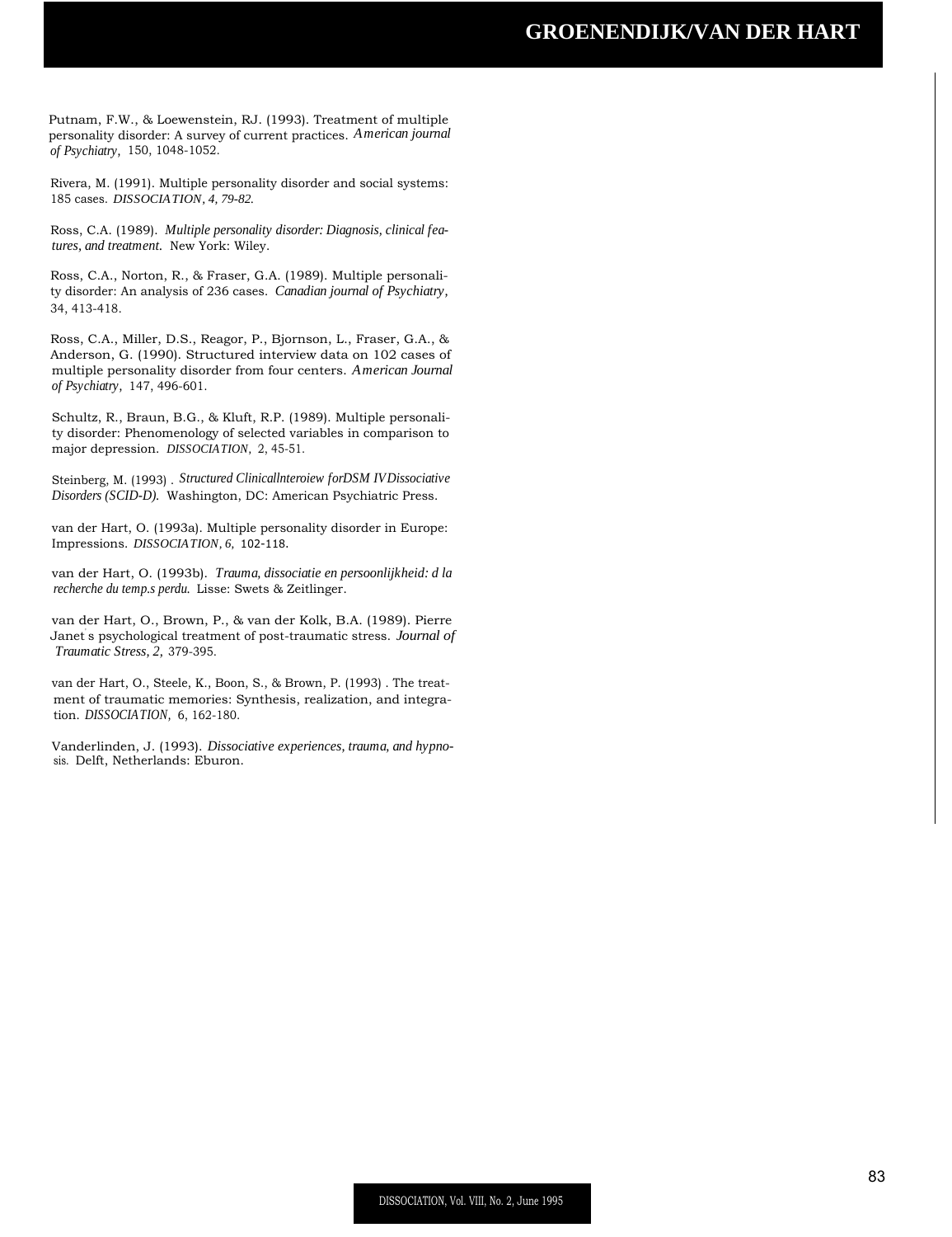Putnam, F.W., & Loewenstein, RJ. (1993). Treatment of multiple personality disorder: A survey of current practices. *American journal of Psychiatry,* 150, 1048-1052.

Rivera, M. (1991). Multiple personality disorder and social systems: 185 cases. *DISSOCIATION, 4, 79-82.*

Ross, C.A. (1989). *Multiple personality disorder: Diagnosis, clinical features, and treatment.* New York: Wiley.

Ross, C.A., Norton, R., & Fraser, G.A. (1989). Multiple personality disorder: An analysis of 236 cases. *Canadian journal of Psychiatry,* 34, 413-418.

Ross, C.A., Miller, D.S., Reagor, P., Bjornson, L., Fraser, G.A., & Anderson, G. (1990). Structured interview data on 102 cases of multiple personality disorder from four centers. *American Journal of Psychiatry,* 147, 496-601.

Schultz, R., Braun, B.G., & Kluft, R.P. (1989). Multiple personality disorder: Phenomenology of selected variables in comparison to major depression. *DISSOCIATION,* 2, 45-51.

Steinberg, M. (1993) . *Structured Clinicallnteroiew forDSM IV Dissociative Disorders (SCID-D).* Washington, DC: American Psychiatric Press.

van der Hart, O. (1993a). Multiple personality disorder in Europe: Impressions. *DISSOCIATION, 6,* 102-118.

van der Hart, O. (1993b). *Trauma, dissociatie en persoonlijkheid: d la recherche du temp.s perdu.* Lisse: Swets & Zeitlinger.

van der Hart, O., Brown, P., & van der Kolk, B.A. (1989). Pierre Janet's psychological treatment of post-traumatic stress. *Journal of Traumatic Stress, 2,* 379-395.

van der Hart, O., Steele, K., Boon, S., & Brown, P. (1993) . The treatment of traumatic memories: Synthesis, realization, and integration. *DISSOCIATION,* 6, 162-180.

Vanderlinden, J. (1993). *Dissociative experiences, trauma, and hypnosis.* Delft, Netherlands: Eburon.